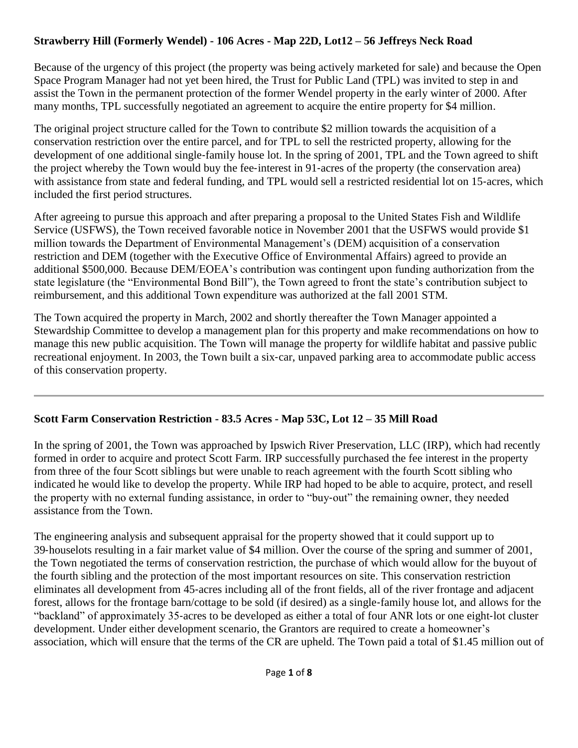**Strawberry Hill (Formerly Wendel) - 106 Acres - Map 22D, Lot12 – 56 Jeffreys Neck Road**

Because of the urgency of this project (the property was being actively marketed for sale) and because the Open Space Program Manager had not yet been hired, the Trust for Public Land (TPL) was invited to step in and assist the Town in the permanent protection of the former Wendel property in the early winter of 2000. After many months, TPL successfully negotiated an agreement to acquire the entire property for $4 million.

The original project structure called for the Town to contribute $2 million towards the acquisition of a conservation restriction over the entire parcel, and for TPL to sell the restricted property, allowing for the development of one additional single-family house lot. In the spring of 2001, TPL and the Town agreed to shift the project whereby the Town would buy the fee-interest in 91-acres of the property (the conservation area) with assistance from state and federal funding, and TPL would sell a restricted residential lot on 15-acres, which included the first period structures.

After agreeing to pursue this approach and after preparing a proposal to the United States Fish and Wildlife Service (USFWS), the Town received favorable notice in November 2001 that the USFWS would provide $1 million towards the Department of Environmental Management's (DEM) acquisition of a conservation restriction and DEM (together with the Executive Office of Environmental Affairs) agreed to provide an additional $500,000. Because DEM/EOEA's contribution was contingent upon funding authorization from the state legislature (the "Environmental Bond Bill"), the Town agreed to front the state's contribution subject to reimbursement, and this additional Town expenditure was authorized at the fall 2001 STM.

The Town acquired the property in March, 2002 and shortly thereafter the Town Manager appointed a Stewardship Committee to develop a management plan for this property and make recommendations on how to manage this new public acquisition. The Town will manage the property for wildlife habitat and passive public recreational enjoyment. In 2003, the Town built a six-car, unpaved parking area to accommodate public access of this conservation property.

---

**Scott Farm Conservation Restriction - 83.5 Acres - Map 53C, Lot 12 – 35 Mill Road**

In the spring of 2001, the Town was approached by Ipswich River Preservation, LLC (IRP), which had recently formed in order to acquire and protect Scott Farm. IRP successfully purchased the fee interest in the property from three of the four Scott siblings but were unable to reach agreement with the fourth Scott sibling who indicated he would like to develop the property. While IRP had hoped to be able to acquire, protect, and resell the property with no external funding assistance, in order to "buy-out" the remaining owner, they needed assistance from the Town.

The engineering analysis and subsequent appraisal for the property showed that it could support up to 39-houselots resulting in a fair market value of $4 million. Over the course of the spring and summer of 2001, the Town negotiated the terms of conservation restriction, the purchase of which would allow for the buyout of the fourth sibling and the protection of the most important resources on site. This conservation restriction eliminates all development from 45-acres including all of the front fields, all of the river frontage and adjacent forest, allows for the frontage barn/cottage to be sold (if desired) as a single-family house lot, and allows for the "backland" of approximately 35-acres to be developed as either a total of four ANR lots or one eight-lot cluster development. Under either development scenario, the Grantors are required to create a homeowner's association, which will ensure that the terms of the CR are upheld. The Town paid a total of $1.45 million out of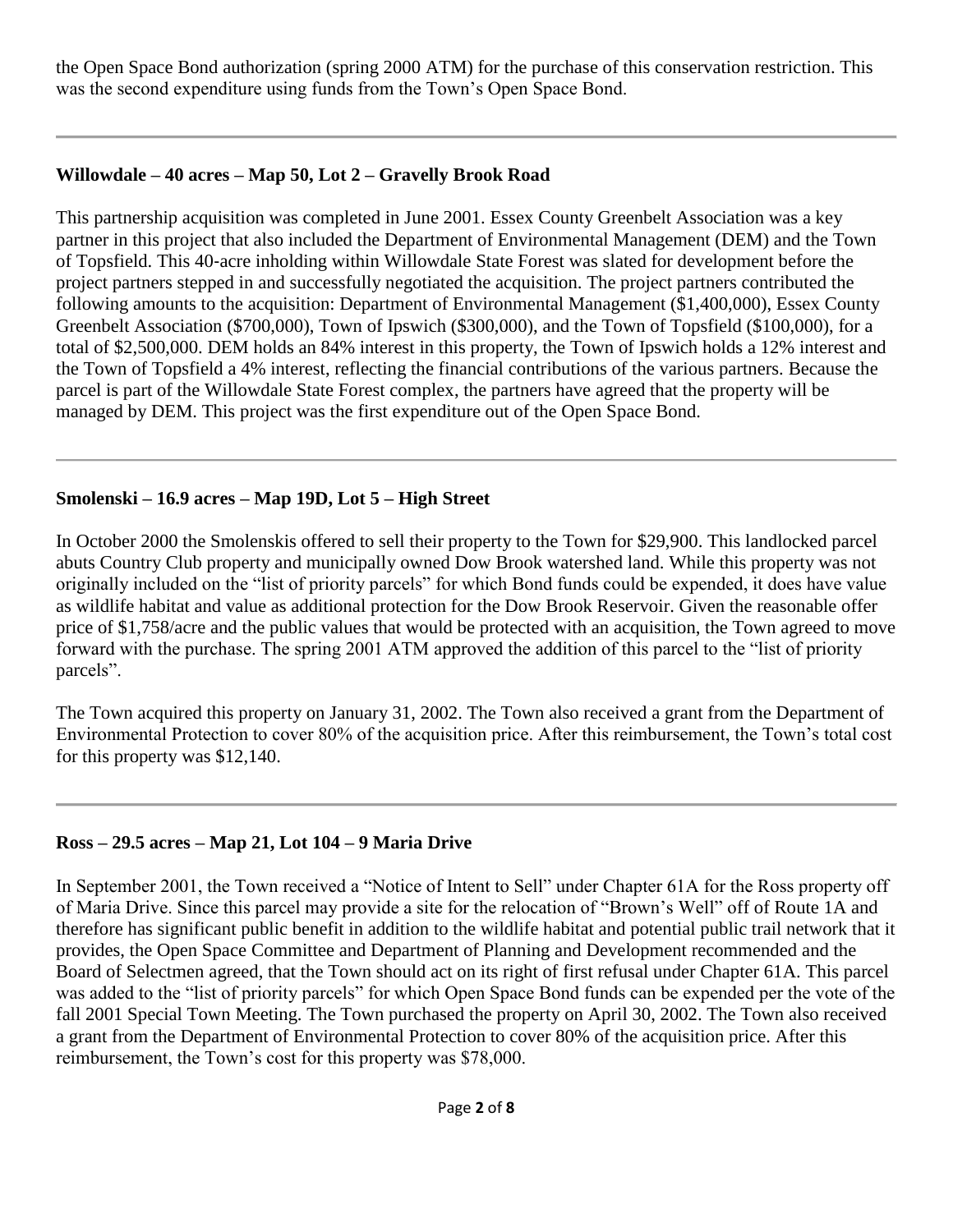the Open Space Bond authorization (spring 2000 ATM) for the purchase of this conservation restriction. This was the second expenditure using funds from the Town's Open Space Bond.

---

**Willowdale – 40 acres – Map 50, Lot 2 – Gravelly Brook Road**

This partnership acquisition was completed in June 2001. Essex County Greenbelt Association was a key partner in this project that also included the Department of Environmental Management (DEM) and the Town of Topsfield. This 40-acre inholding within Willowdale State Forest was slated for development before the project partners stepped in and successfully negotiated the acquisition. The project partners contributed the following amounts to the acquisition: Department of Environmental Management ($1,400,000), Essex County Greenbelt Association ($700,000), Town of Ipswich ($300,000), and the Town of Topsfield ($100,000), for a total of $2,500,000. DEM holds an 84% interest in this property, the Town of Ipswich holds a 12% interest and the Town of Topsfield a 4% interest, reflecting the financial contributions of the various partners. Because the parcel is part of the Willowdale State Forest complex, the partners have agreed that the property will be managed by DEM. This project was the first expenditure out of the Open Space Bond.

---

**Smolenski – 16.9 acres – Map 19D, Lot 5 – High Street**

In October 2000 the Smolenskis offered to sell their property to the Town for $29,900. This landlocked parcel abuts Country Club property and municipally owned Dow Brook watershed land. While this property was not originally included on the "list of priority parcels" for which Bond funds could be expended, it does have value as wildlife habitat and value as additional protection for the Dow Brook Reservoir. Given the reasonable offer price of $1,758/acre and the public values that would be protected with an acquisition, the Town agreed to move forward with the purchase. The spring 2001 ATM approved the addition of this parcel to the "list of priority parcels".

The Town acquired this property on January 31, 2002. The Town also received a grant from the Department of Environmental Protection to cover 80% of the acquisition price. After this reimbursement, the Town's total cost for this property was $12,140.

---

**Ross – 29.5 acres – Map 21, Lot 104 – 9 Maria Drive**

In September 2001, the Town received a "Notice of Intent to Sell" under Chapter 61A for the Ross property off of Maria Drive. Since this parcel may provide a site for the relocation of "Brown's Well" off of Route 1A and therefore has significant public benefit in addition to the wildlife habitat and potential public trail network that it provides, the Open Space Committee and Department of Planning and Development recommended and the Board of Selectmen agreed, that the Town should act on its right of first refusal under Chapter 61A. This parcel was added to the "list of priority parcels" for which Open Space Bond funds can be expended per the vote of the fall 2001 Special Town Meeting. The Town purchased the property on April 30, 2002. The Town also received a grant from the Department of Environmental Protection to cover 80% of the acquisition price. After this reimbursement, the Town's cost for this property was $78,000.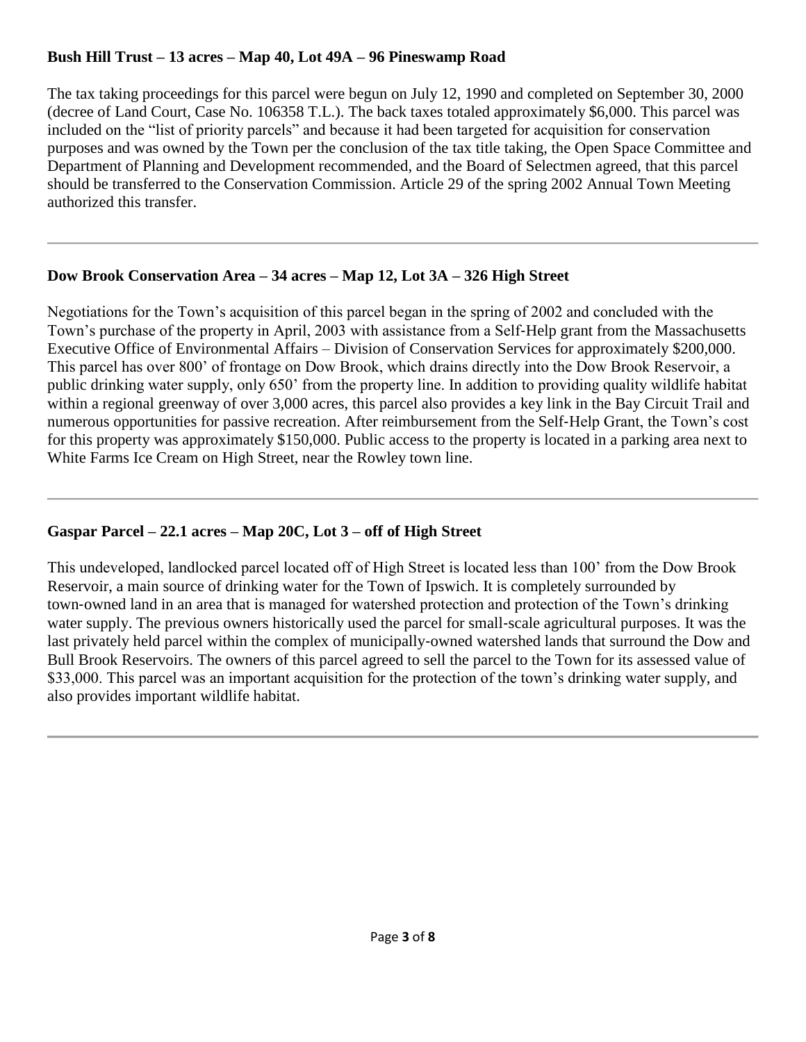**Bush Hill Trust – 13 acres – Map 40, Lot 49A – 96 Pineswamp Road**

The tax taking proceedings for this parcel were begun on July 12, 1990 and completed on September 30, 2000 (decree of Land Court, Case No. 106358 T.L.). The back taxes totaled approximately $6,000. This parcel was included on the "list of priority parcels" and because it had been targeted for acquisition for conservation purposes and was owned by the Town per the conclusion of the tax title taking, the Open Space Committee and Department of Planning and Development recommended, and the Board of Selectmen agreed, that this parcel should be transferred to the Conservation Commission. Article 29 of the spring 2002 Annual Town Meeting authorized this transfer.

---

**Dow Brook Conservation Area – 34 acres – Map 12, Lot 3A – 326 High Street**

Negotiations for the Town's acquisition of this parcel began in the spring of 2002 and concluded with the Town's purchase of the property in April, 2003 with assistance from a Self-Help grant from the Massachusetts Executive Office of Environmental Affairs – Division of Conservation Services for approximately $200,000. This parcel has over 800' of frontage on Dow Brook, which drains directly into the Dow Brook Reservoir, a public drinking water supply, only 650' from the property line. In addition to providing quality wildlife habitat within a regional greenway of over 3,000 acres, this parcel also provides a key link in the Bay Circuit Trail and numerous opportunities for passive recreation. After reimbursement from the Self-Help Grant, the Town's cost for this property was approximately $150,000. Public access to the property is located in a parking area next to White Farms Ice Cream on High Street, near the Rowley town line.

---

**Gaspar Parcel – 22.1 acres – Map 20C, Lot 3 – off of High Street**

This undeveloped, landlocked parcel located off of High Street is located less than 100' from the Dow Brook Reservoir, a main source of drinking water for the Town of Ipswich. It is completely surrounded by town-owned land in an area that is managed for watershed protection and protection of the Town's drinking water supply. The previous owners historically used the parcel for small-scale agricultural purposes. It was the last privately held parcel within the complex of municipally-owned watershed lands that surround the Dow and Bull Brook Reservoirs. The owners of this parcel agreed to sell the parcel to the Town for its assessed value of $33,000. This parcel was an important acquisition for the protection of the town's drinking water supply, and also provides important wildlife habitat.

---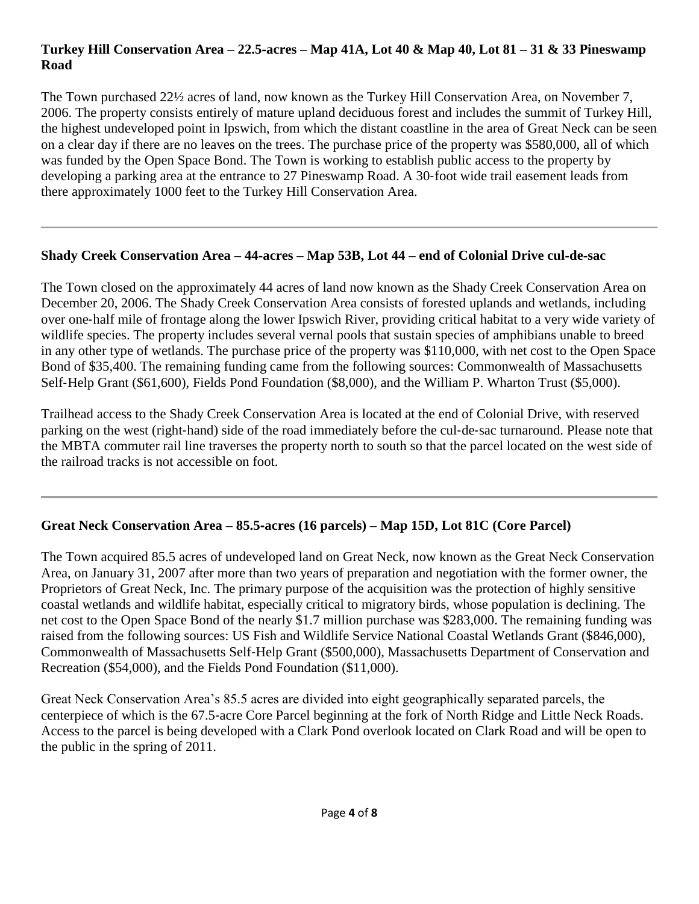**Turkey Hill Conservation Area – 22.5-acres – Map 41A, Lot 40 & Map 40, Lot 81 – 31 & 33 Pineswamp Road**

The Town purchased 22½ acres of land, now known as the Turkey Hill Conservation Area, on November 7, 2006. The property consists entirely of mature upland deciduous forest and includes the summit of Turkey Hill, the highest undeveloped point in Ipswich, from which the distant coastline in the area of Great Neck can be seen on a clear day if there are no leaves on the trees. The purchase price of the property was $580,000, all of which was funded by the Open Space Bond. The Town is working to establish public access to the property by developing a parking area at the entrance to 27 Pineswamp Road. A 30-foot wide trail easement leads from there approximately 1000 feet to the Turkey Hill Conservation Area.

---

**Shady Creek Conservation Area – 44-acres – Map 53B, Lot 44 – end of Colonial Drive cul-de-sac**

The Town closed on the approximately 44 acres of land now known as the Shady Creek Conservation Area on December 20, 2006. The Shady Creek Conservation Area consists of forested uplands and wetlands, including over one-half mile of frontage along the lower Ipswich River, providing critical habitat to a very wide variety of wildlife species. The property includes several vernal pools that sustain species of amphibians unable to breed in any other type of wetlands. The purchase price of the property was $110,000, with net cost to the Open Space Bond of $35,400. The remaining funding came from the following sources: Commonwealth of Massachusetts Self-Help Grant ($61,600), Fields Pond Foundation ($8,000), and the William P. Wharton Trust ($5,000).

Trailhead access to the Shady Creek Conservation Area is located at the end of Colonial Drive, with reserved parking on the west (right-hand) side of the road immediately before the cul-de-sac turnaround. Please note that the MBTA commuter rail line traverses the property north to south so that the parcel located on the west side of the railroad tracks is not accessible on foot.

---

**Great Neck Conservation Area – 85.5-acres (16 parcels) – Map 15D, Lot 81C (Core Parcel)**

The Town acquired 85.5 acres of undeveloped land on Great Neck, now known as the Great Neck Conservation Area, on January 31, 2007 after more than two years of preparation and negotiation with the former owner, the Proprietors of Great Neck, Inc. The primary purpose of the acquisition was the protection of highly sensitive coastal wetlands and wildlife habitat, especially critical to migratory birds, whose population is declining. The net cost to the Open Space Bond of the nearly $1.7 million purchase was $283,000. The remaining funding was raised from the following sources: US Fish and Wildlife Service National Coastal Wetlands Grant ($846,000), Commonwealth of Massachusetts Self-Help Grant ($500,000), Massachusetts Department of Conservation and Recreation ($54,000), and the Fields Pond Foundation ($11,000).

Great Neck Conservation Area's 85.5 acres are divided into eight geographically separated parcels, the centerpiece of which is the 67.5-acre Core Parcel beginning at the fork of North Ridge and Little Neck Roads. Access to the parcel is being developed with a Clark Pond overlook located on Clark Road and will be open to the public in the spring of 2011.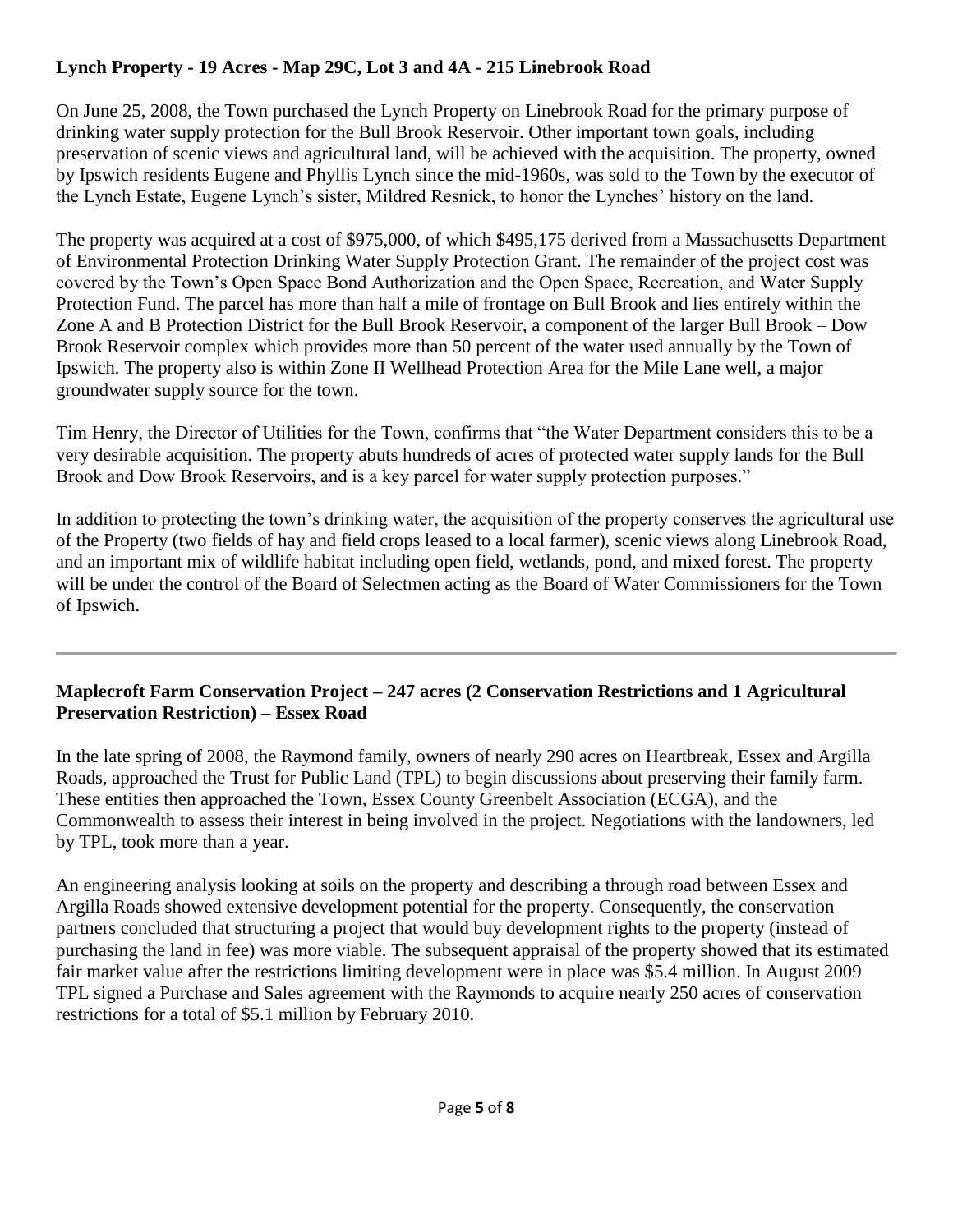**Lynch Property - 19 Acres - Map 29C, Lot 3 and 4A - 215 Linebrook Road**

On June 25, 2008, the Town purchased the Lynch Property on Linebrook Road for the primary purpose of drinking water supply protection for the Bull Brook Reservoir. Other important town goals, including preservation of scenic views and agricultural land, will be achieved with the acquisition. The property, owned by Ipswich residents Eugene and Phyllis Lynch since the mid-1960s, was sold to the Town by the executor of the Lynch Estate, Eugene Lynch's sister, Mildred Resnick, to honor the Lynches' history on the land.

The property was acquired at a cost of $975,000, of which $495,175 derived from a Massachusetts Department of Environmental Protection Drinking Water Supply Protection Grant. The remainder of the project cost was covered by the Town's Open Space Bond Authorization and the Open Space, Recreation, and Water Supply Protection Fund. The parcel has more than half a mile of frontage on Bull Brook and lies entirely within the Zone A and B Protection District for the Bull Brook Reservoir, a component of the larger Bull Brook – Dow Brook Reservoir complex which provides more than 50 percent of the water used annually by the Town of Ipswich. The property also is within Zone II Wellhead Protection Area for the Mile Lane well, a major groundwater supply source for the town.

Tim Henry, the Director of Utilities for the Town, confirms that "the Water Department considers this to be a very desirable acquisition. The property abuts hundreds of acres of protected water supply lands for the Bull Brook and Dow Brook Reservoirs, and is a key parcel for water supply protection purposes."

In addition to protecting the town's drinking water, the acquisition of the property conserves the agricultural use of the Property (two fields of hay and field crops leased to a local farmer), scenic views along Linebrook Road, and an important mix of wildlife habitat including open field, wetlands, pond, and mixed forest. The property will be under the control of the Board of Selectmen acting as the Board of Water Commissioners for the Town of Ipswich.

---

**Maplecroft Farm Conservation Project – 247 acres (2 Conservation Restrictions and 1 Agricultural Preservation Restriction) – Essex Road**

In the late spring of 2008, the Raymond family, owners of nearly 290 acres on Heartbreak, Essex and Argilla Roads, approached the Trust for Public Land (TPL) to begin discussions about preserving their family farm. These entities then approached the Town, Essex County Greenbelt Association (ECGA), and the Commonwealth to assess their interest in being involved in the project. Negotiations with the landowners, led by TPL, took more than a year.

An engineering analysis looking at soils on the property and describing a through road between Essex and Argilla Roads showed extensive development potential for the property. Consequently, the conservation partners concluded that structuring a project that would buy development rights to the property (instead of purchasing the land in fee) was more viable. The subsequent appraisal of the property showed that its estimated fair market value after the restrictions limiting development were in place was $5.4 million. In August 2009 TPL signed a Purchase and Sales agreement with the Raymonds to acquire nearly 250 acres of conservation restrictions for a total of $5.1 million by February 2010.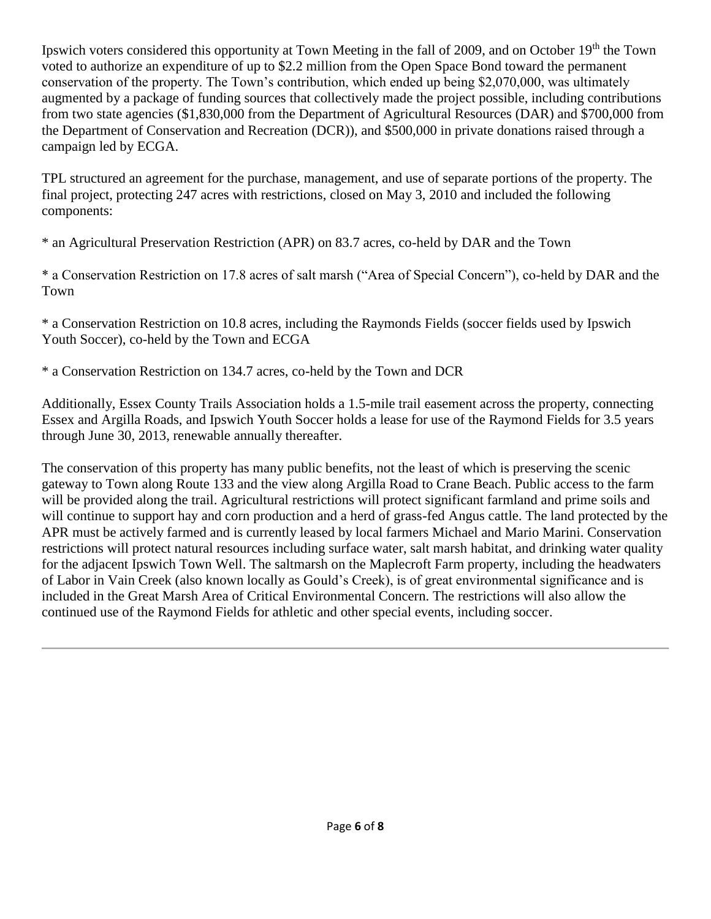Ipswich voters considered this opportunity at Town Meeting in the fall of 2009, and on October 19th the Town voted to authorize an expenditure of up to $2.2 million from the Open Space Bond toward the permanent conservation of the property. The Town's contribution, which ended up being $2,070,000, was ultimately augmented by a package of funding sources that collectively made the project possible, including contributions from two state agencies ($1,830,000 from the Department of Agricultural Resources (DAR) and $700,000 from the Department of Conservation and Recreation (DCR)), and $500,000 in private donations raised through a campaign led by ECGA.

TPL structured an agreement for the purchase, management, and use of separate portions of the property. The final project, protecting 247 acres with restrictions, closed on May 3, 2010 and included the following components:

* an Agricultural Preservation Restriction (APR) on 83.7 acres, co-held by DAR and the Town

* a Conservation Restriction on 17.8 acres of salt marsh ("Area of Special Concern"), co-held by DAR and the Town

* a Conservation Restriction on 10.8 acres, including the Raymonds Fields (soccer fields used by Ipswich Youth Soccer), co-held by the Town and ECGA

* a Conservation Restriction on 134.7 acres, co-held by the Town and DCR

Additionally, Essex County Trails Association holds a 1.5-mile trail easement across the property, connecting Essex and Argilla Roads, and Ipswich Youth Soccer holds a lease for use of the Raymond Fields for 3.5 years through June 30, 2013, renewable annually thereafter.

The conservation of this property has many public benefits, not the least of which is preserving the scenic gateway to Town along Route 133 and the view along Argilla Road to Crane Beach. Public access to the farm will be provided along the trail. Agricultural restrictions will protect significant farmland and prime soils and will continue to support hay and corn production and a herd of grass-fed Angus cattle. The land protected by the APR must be actively farmed and is currently leased by local farmers Michael and Mario Marini. Conservation restrictions will protect natural resources including surface water, salt marsh habitat, and drinking water quality for the adjacent Ipswich Town Well. The saltmarsh on the Maplecroft Farm property, including the headwaters of Labor in Vain Creek (also known locally as Gould's Creek), is of great environmental significance and is included in the Great Marsh Area of Critical Environmental Concern. The restrictions will also allow the continued use of the Raymond Fields for athletic and other special events, including soccer.

---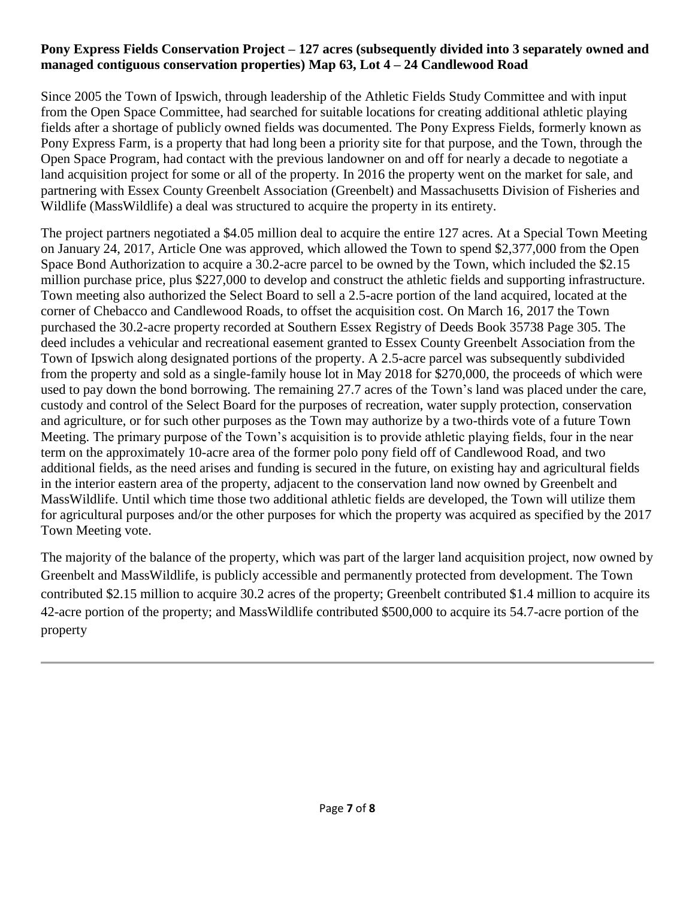**Pony Express Fields Conservation Project – 127 acres (subsequently divided into 3 separately owned and managed contiguous conservation properties) Map 63, Lot 4 – 24 Candlewood Road**

Since 2005 the Town of Ipswich, through leadership of the Athletic Fields Study Committee and with input from the Open Space Committee, had searched for suitable locations for creating additional athletic playing fields after a shortage of publicly owned fields was documented. The Pony Express Fields, formerly known as Pony Express Farm, is a property that had long been a priority site for that purpose, and the Town, through the Open Space Program, had contact with the previous landowner on and off for nearly a decade to negotiate a land acquisition project for some or all of the property. In 2016 the property went on the market for sale, and partnering with Essex County Greenbelt Association (Greenbelt) and Massachusetts Division of Fisheries and Wildlife (MassWildlife) a deal was structured to acquire the property in its entirety.

The project partners negotiated a $4.05 million deal to acquire the entire 127 acres. At a Special Town Meeting on January 24, 2017, Article One was approved, which allowed the Town to spend $2,377,000 from the Open Space Bond Authorization to acquire a 30.2-acre parcel to be owned by the Town, which included the $2.15 million purchase price, plus $227,000 to develop and construct the athletic fields and supporting infrastructure. Town meeting also authorized the Select Board to sell a 2.5-acre portion of the land acquired, located at the corner of Chebacco and Candlewood Roads, to offset the acquisition cost. On March 16, 2017 the Town purchased the 30.2-acre property recorded at Southern Essex Registry of Deeds Book 35738 Page 305. The deed includes a vehicular and recreational easement granted to Essex County Greenbelt Association from the Town of Ipswich along designated portions of the property. A 2.5-acre parcel was subsequently subdivided from the property and sold as a single-family house lot in May 2018 for $270,000, the proceeds of which were used to pay down the bond borrowing. The remaining 27.7 acres of the Town's land was placed under the care, custody and control of the Select Board for the purposes of recreation, water supply protection, conservation and agriculture, or for such other purposes as the Town may authorize by a two-thirds vote of a future Town Meeting. The primary purpose of the Town's acquisition is to provide athletic playing fields, four in the near term on the approximately 10-acre area of the former polo pony field off of Candlewood Road, and two additional fields, as the need arises and funding is secured in the future, on existing hay and agricultural fields in the interior eastern area of the property, adjacent to the conservation land now owned by Greenbelt and MassWildlife. Until which time those two additional athletic fields are developed, the Town will utilize them for agricultural purposes and/or the other purposes for which the property was acquired as specified by the 2017 Town Meeting vote.

The majority of the balance of the property, which was part of the larger land acquisition project, now owned by Greenbelt and MassWildlife, is publicly accessible and permanently protected from development. The Town contributed $2.15 million to acquire 30.2 acres of the property; Greenbelt contributed $1.4 million to acquire its 42-acre portion of the property; and MassWildlife contributed $500,000 to acquire its 54.7-acre portion of the property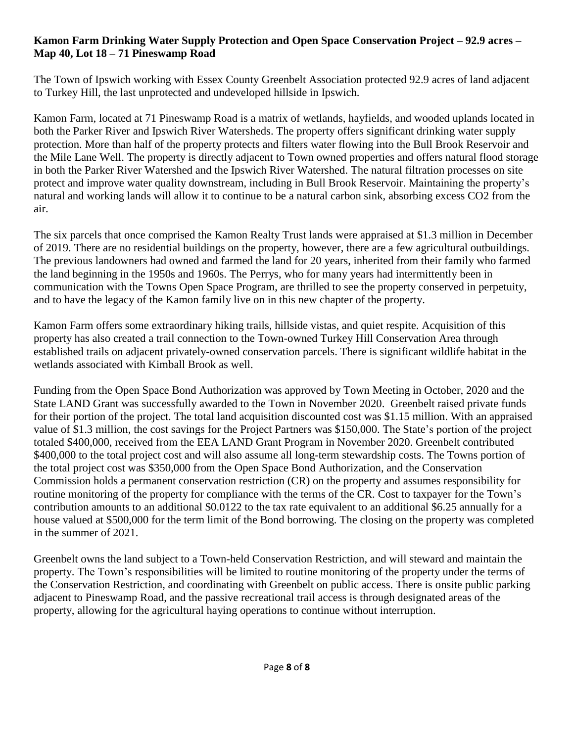**Kamon Farm Drinking Water Supply Protection and Open Space Conservation Project – 92.9 acres – Map 40, Lot 18 – 71 Pineswamp Road**

The Town of Ipswich working with Essex County Greenbelt Association protected 92.9 acres of land adjacent to Turkey Hill, the last unprotected and undeveloped hillside in Ipswich.

Kamon Farm, located at 71 Pineswamp Road is a matrix of wetlands, hayfields, and wooded uplands located in both the Parker River and Ipswich River Watersheds. The property offers significant drinking water supply protection. More than half of the property protects and filters water flowing into the Bull Brook Reservoir and the Mile Lane Well. The property is directly adjacent to Town owned properties and offers natural flood storage in both the Parker River Watershed and the Ipswich River Watershed. The natural filtration processes on site protect and improve water quality downstream, including in Bull Brook Reservoir. Maintaining the property's natural and working lands will allow it to continue to be a natural carbon sink, absorbing excess $CO_2$ from the air.

The six parcels that once comprised the Kamon Realty Trust lands were appraised at $1.3 million in December of 2019. There are no residential buildings on the property, however, there are a few agricultural outbuildings. The previous landowners had owned and farmed the land for 20 years, inherited from their family who farmed the land beginning in the 1950s and 1960s. The Perrys, who for many years had intermittently been in communication with the Towns Open Space Program, are thrilled to see the property conserved in perpetuity, and to have the legacy of the Kamon family live on in this new chapter of the property.

Kamon Farm offers some extraordinary hiking trails, hillside vistas, and quiet respite. Acquisition of this property has also created a trail connection to the Town-owned Turkey Hill Conservation Area through established trails on adjacent privately-owned conservation parcels. There is significant wildlife habitat in the wetlands associated with Kimball Brook as well.

Funding from the Open Space Bond Authorization was approved by Town Meeting in October, 2020 and the State LAND Grant was successfully awarded to the Town in November 2020. Greenbelt raised private funds for their portion of the project. The total land acquisition discounted cost was $1.15 million. With an appraised value of $1.3 million, the cost savings for the Project Partners was $150,000. The State's portion of the project totaled $400,000, received from the EEA LAND Grant Program in November 2020. Greenbelt contributed $400,000 to the total project cost and will also assume all long-term stewardship costs. The Towns portion of the total project cost was $350,000 from the Open Space Bond Authorization, and the Conservation Commission holds a permanent conservation restriction (CR) on the property and assumes responsibility for routine monitoring of the property for compliance with the terms of the CR. Cost to taxpayer for the Town's contribution amounts to an additional $0.0122 to the tax rate equivalent to an additional $6.25 annually for a house valued at $500,000 for the term limit of the Bond borrowing. The closing on the property was completed in the summer of 2021.

Greenbelt owns the land subject to a Town-held Conservation Restriction, and will steward and maintain the property. The Town's responsibilities will be limited to routine monitoring of the property under the terms of the Conservation Restriction, and coordinating with Greenbelt on public access. There is onsite public parking adjacent to Pineswamp Road, and the passive recreational trail access is through designated areas of the property, allowing for the agricultural haying operations to continue without interruption.